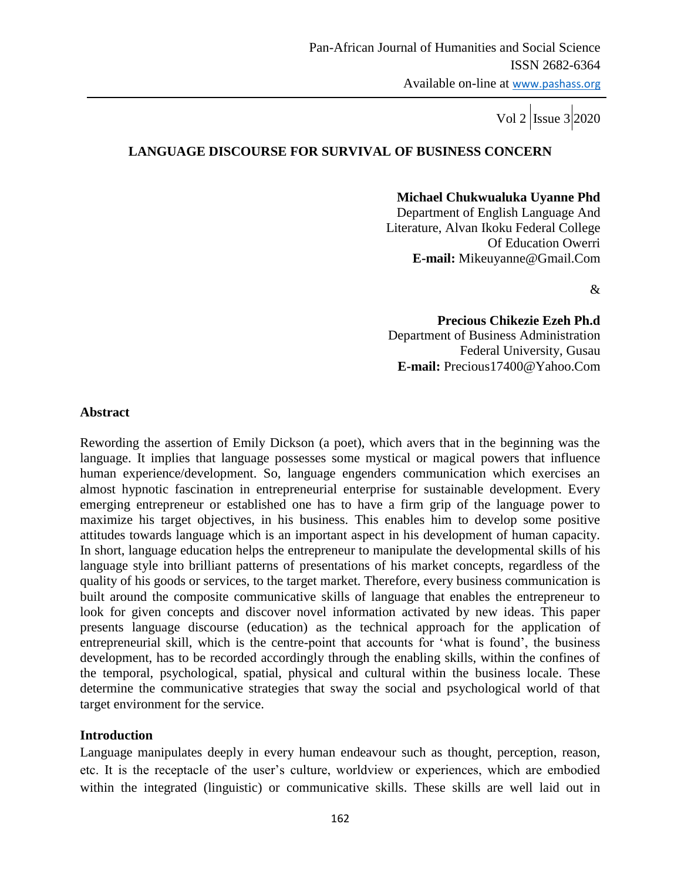# LANGUAGE DISCOURSE FOR SURVIVAL OF BUSINESS CONCERN

**Michael Chukwualuka Uyanne Phd**
Department of English Language And Literature, Alvan Ikoku Federal College Of Education Owerri
**E-mail:** Mikeuyanne@Gmail.Com

&

**Precious Chikezie Ezeh Ph.d**
Department of Business Administration
Federal University, Gusau
**E-mail:** Precious17400@Yahoo.Com

## Abstract

Rewording the assertion of Emily Dickson (a poet), which avers that in the beginning was the language. It implies that language possesses some mystical or magical powers that influence human experience/development. So, language engenders communication which exercises an almost hypnotic fascination in entrepreneurial enterprise for sustainable development. Every emerging entrepreneur or established one has to have a firm grip of the language power to maximize his target objectives, in his business. This enables him to develop some positive attitudes towards language which is an important aspect in his development of human capacity. In short, language education helps the entrepreneur to manipulate the developmental skills of his language style into brilliant patterns of presentations of his market concepts, regardless of the quality of his goods or services, to the target market. Therefore, every business communication is built around the composite communicative skills of language that enables the entrepreneur to look for given concepts and discover novel information activated by new ideas. This paper presents language discourse (education) as the technical approach for the application of entrepreneurial skill, which is the centre-point that accounts for 'what is found', the business development, has to be recorded accordingly through the enabling skills, within the confines of the temporal, psychological, spatial, physical and cultural within the business locale. These determine the communicative strategies that sway the social and psychological world of that target environment for the service.

## Introduction

Language manipulates deeply in every human endeavour such as thought, perception, reason, etc. It is the receptacle of the user's culture, worldview or experiences, which are embodied within the integrated (linguistic) or communicative skills. These skills are well laid out in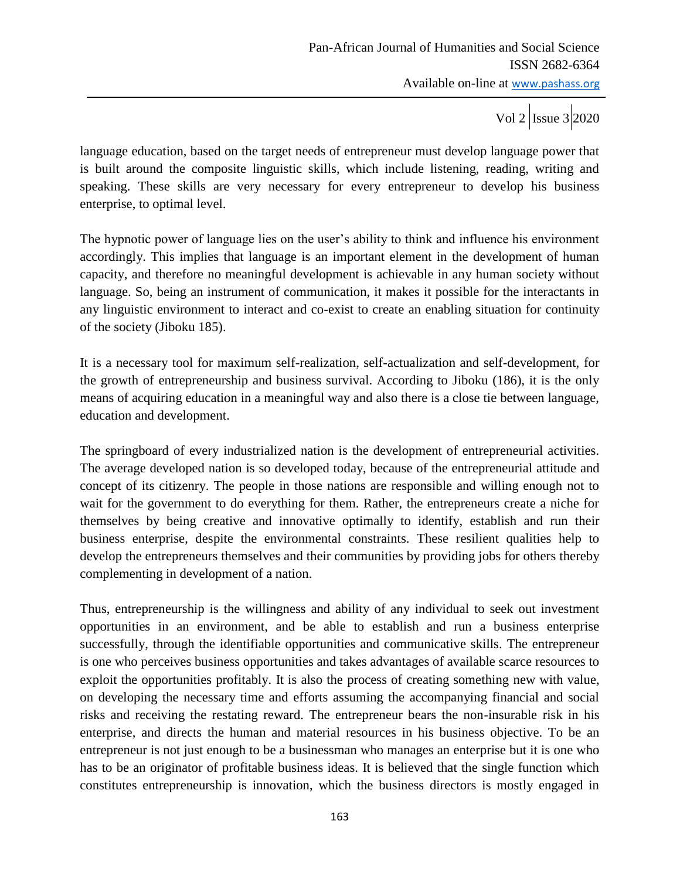language education, based on the target needs of entrepreneur must develop language power that is built around the composite linguistic skills, which include listening, reading, writing and speaking. These skills are very necessary for every entrepreneur to develop his business enterprise, to optimal level.

The hypnotic power of language lies on the user's ability to think and influence his environment accordingly. This implies that language is an important element in the development of human capacity, and therefore no meaningful development is achievable in any human society without language. So, being an instrument of communication, it makes it possible for the interactants in any linguistic environment to interact and co-exist to create an enabling situation for continuity of the society (Jiboku 185).

It is a necessary tool for maximum self-realization, self-actualization and self-development, for the growth of entrepreneurship and business survival. According to Jiboku (186), it is the only means of acquiring education in a meaningful way and also there is a close tie between language, education and development.

The springboard of every industrialized nation is the development of entrepreneurial activities. The average developed nation is so developed today, because of the entrepreneurial attitude and concept of its citizenry. The people in those nations are responsible and willing enough not to wait for the government to do everything for them. Rather, the entrepreneurs create a niche for themselves by being creative and innovative optimally to identify, establish and run their business enterprise, despite the environmental constraints. These resilient qualities help to develop the entrepreneurs themselves and their communities by providing jobs for others thereby complementing in development of a nation.

Thus, entrepreneurship is the willingness and ability of any individual to seek out investment opportunities in an environment, and be able to establish and run a business enterprise successfully, through the identifiable opportunities and communicative skills. The entrepreneur is one who perceives business opportunities and takes advantages of available scarce resources to exploit the opportunities profitably. It is also the process of creating something new with value, on developing the necessary time and efforts assuming the accompanying financial and social risks and receiving the restating reward. The entrepreneur bears the non-insurable risk in his enterprise, and directs the human and material resources in his business objective. To be an entrepreneur is not just enough to be a businessman who manages an enterprise but it is one who has to be an originator of profitable business ideas. It is believed that the single function which constitutes entrepreneurship is innovation, which the business directors is mostly engaged in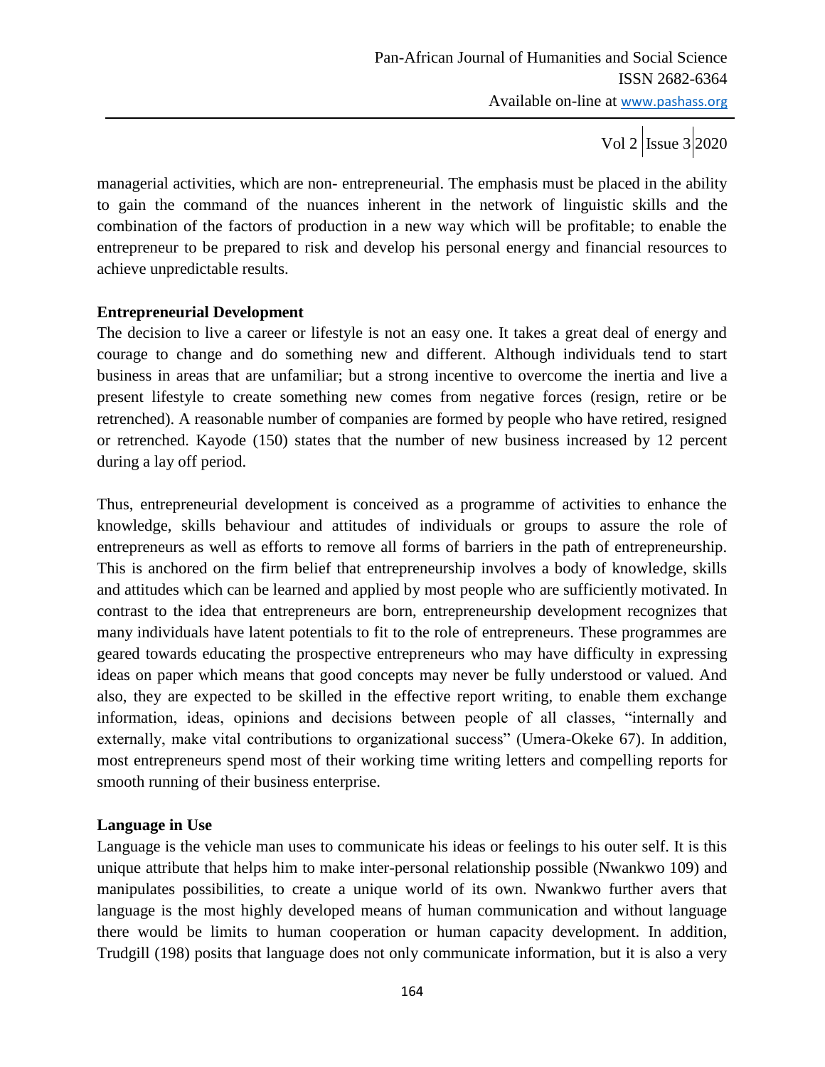managerial activities, which are non- entrepreneurial. The emphasis must be placed in the ability to gain the command of the nuances inherent in the network of linguistic skills and the combination of the factors of production in a new way which will be profitable; to enable the entrepreneur to be prepared to risk and develop his personal energy and financial resources to achieve unpredictable results.

**Entrepreneurial Development**

The decision to live a career or lifestyle is not an easy one. It takes a great deal of energy and courage to change and do something new and different. Although individuals tend to start business in areas that are unfamiliar; but a strong incentive to overcome the inertia and live a present lifestyle to create something new comes from negative forces (resign, retire or be retrenched). A reasonable number of companies are formed by people who have retired, resigned or retrenched. Kayode (150) states that the number of new business increased by 12 percent during a lay off period.

Thus, entrepreneurial development is conceived as a programme of activities to enhance the knowledge, skills behaviour and attitudes of individuals or groups to assure the role of entrepreneurs as well as efforts to remove all forms of barriers in the path of entrepreneurship. This is anchored on the firm belief that entrepreneurship involves a body of knowledge, skills and attitudes which can be learned and applied by most people who are sufficiently motivated. In contrast to the idea that entrepreneurs are born, entrepreneurship development recognizes that many individuals have latent potentials to fit to the role of entrepreneurs. These programmes are geared towards educating the prospective entrepreneurs who may have difficulty in expressing ideas on paper which means that good concepts may never be fully understood or valued. And also, they are expected to be skilled in the effective report writing, to enable them exchange information, ideas, opinions and decisions between people of all classes, "internally and externally, make vital contributions to organizational success" (Umera-Okeke 67). In addition, most entrepreneurs spend most of their working time writing letters and compelling reports for smooth running of their business enterprise.

**Language in Use**

Language is the vehicle man uses to communicate his ideas or feelings to his outer self. It is this unique attribute that helps him to make inter-personal relationship possible (Nwankwo 109) and manipulates possibilities, to create a unique world of its own. Nwankwo further avers that language is the most highly developed means of human communication and without language there would be limits to human cooperation or human capacity development. In addition, Trudgill (198) posits that language does not only communicate information, but it is also a very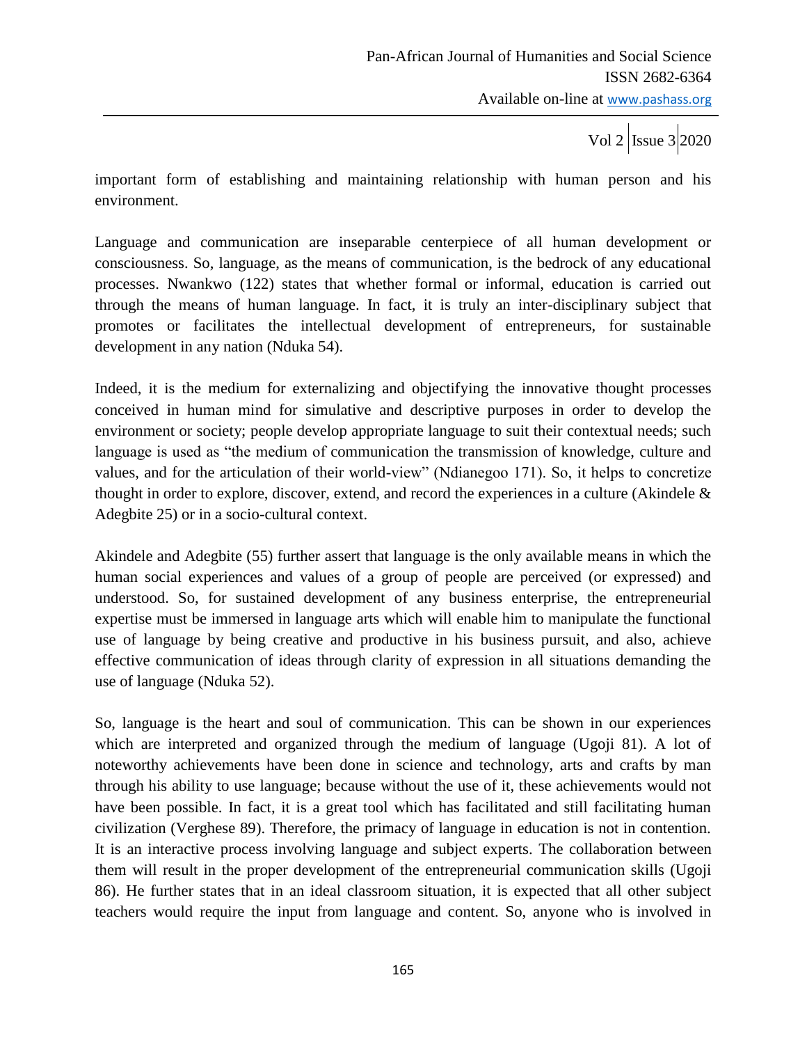important form of establishing and maintaining relationship with human person and his environment.

Language and communication are inseparable centerpiece of all human development or consciousness. So, language, as the means of communication, is the bedrock of any educational processes. Nwankwo (122) states that whether formal or informal, education is carried out through the means of human language. In fact, it is truly an inter-disciplinary subject that promotes or facilitates the intellectual development of entrepreneurs, for sustainable development in any nation (Nduka 54).

Indeed, it is the medium for externalizing and objectifying the innovative thought processes conceived in human mind for simulative and descriptive purposes in order to develop the environment or society; people develop appropriate language to suit their contextual needs; such language is used as "the medium of communication the transmission of knowledge, culture and values, and for the articulation of their world-view" (Ndianegoo 171). So, it helps to concretize thought in order to explore, discover, extend, and record the experiences in a culture (Akindele & Adegbite 25) or in a socio-cultural context.

Akindele and Adegbite (55) further assert that language is the only available means in which the human social experiences and values of a group of people are perceived (or expressed) and understood. So, for sustained development of any business enterprise, the entrepreneurial expertise must be immersed in language arts which will enable him to manipulate the functional use of language by being creative and productive in his business pursuit, and also, achieve effective communication of ideas through clarity of expression in all situations demanding the use of language (Nduka 52).

So, language is the heart and soul of communication. This can be shown in our experiences which are interpreted and organized through the medium of language (Ugoji 81). A lot of noteworthy achievements have been done in science and technology, arts and crafts by man through his ability to use language; because without the use of it, these achievements would not have been possible. In fact, it is a great tool which has facilitated and still facilitating human civilization (Verghese 89). Therefore, the primacy of language in education is not in contention. It is an interactive process involving language and subject experts. The collaboration between them will result in the proper development of the entrepreneurial communication skills (Ugoji 86). He further states that in an ideal classroom situation, it is expected that all other subject teachers would require the input from language and content. So, anyone who is involved in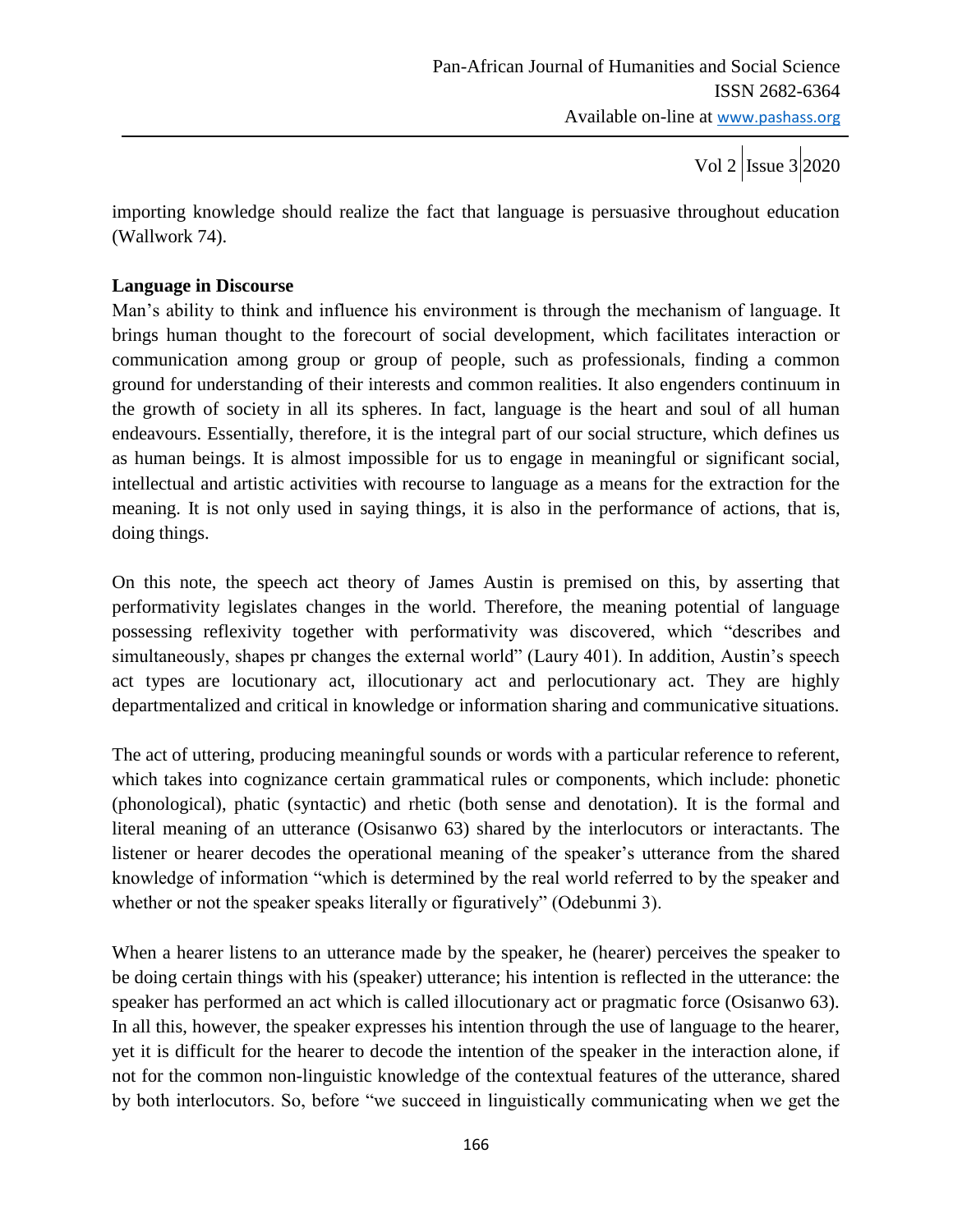importing knowledge should realize the fact that language is persuasive throughout education (Wallwork 74).

**Language in Discourse**

Man's ability to think and influence his environment is through the mechanism of language. It brings human thought to the forecourt of social development, which facilitates interaction or communication among group or group of people, such as professionals, finding a common ground for understanding of their interests and common realities. It also engenders continuum in the growth of society in all its spheres. In fact, language is the heart and soul of all human endeavours. Essentially, therefore, it is the integral part of our social structure, which defines us as human beings. It is almost impossible for us to engage in meaningful or significant social, intellectual and artistic activities with recourse to language as a means for the extraction for the meaning. It is not only used in saying things, it is also in the performance of actions, that is, doing things.

On this note, the speech act theory of James Austin is premised on this, by asserting that performativity legislates changes in the world. Therefore, the meaning potential of language possessing reflexivity together with performativity was discovered, which "describes and simultaneously, shapes pr changes the external world" (Laury 401). In addition, Austin's speech act types are locutionary act, illocutionary act and perlocutionary act. They are highly departmentalized and critical in knowledge or information sharing and communicative situations.

The act of uttering, producing meaningful sounds or words with a particular reference to referent, which takes into cognizance certain grammatical rules or components, which include: phonetic (phonological), phatic (syntactic) and rhetic (both sense and denotation). It is the formal and literal meaning of an utterance (Osisanwo 63) shared by the interlocutors or interactants. The listener or hearer decodes the operational meaning of the speaker's utterance from the shared knowledge of information "which is determined by the real world referred to by the speaker and whether or not the speaker speaks literally or figuratively" (Odebunmi 3).

When a hearer listens to an utterance made by the speaker, he (hearer) perceives the speaker to be doing certain things with his (speaker) utterance; his intention is reflected in the utterance: the speaker has performed an act which is called illocutionary act or pragmatic force (Osisanwo 63). In all this, however, the speaker expresses his intention through the use of language to the hearer, yet it is difficult for the hearer to decode the intention of the speaker in the interaction alone, if not for the common non-linguistic knowledge of the contextual features of the utterance, shared by both interlocutors. So, before "we succeed in linguistically communicating when we get the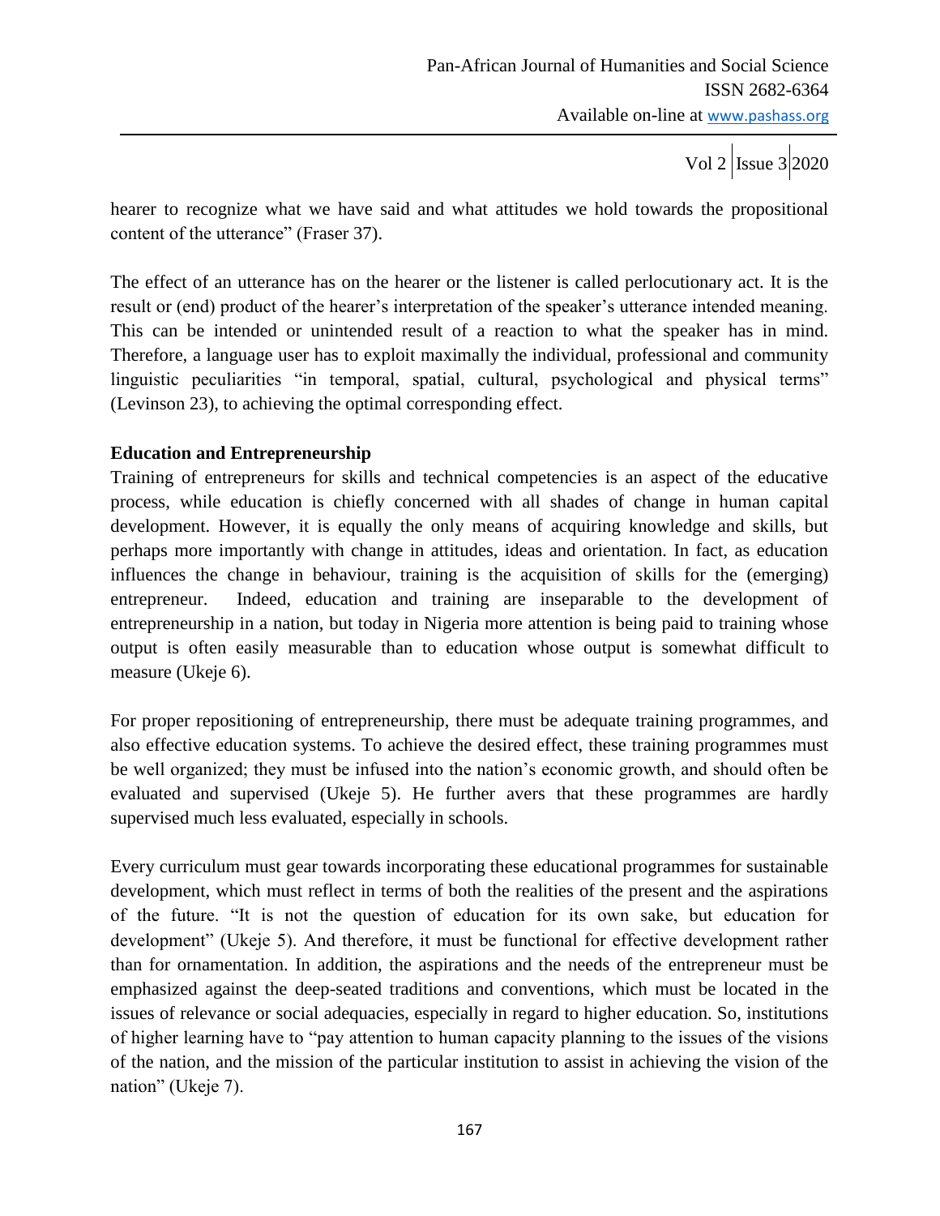hearer to recognize what we have said and what attitudes we hold towards the propositional content of the utterance" (Fraser 37).

The effect of an utterance has on the hearer or the listener is called perlocutionary act. It is the result or (end) product of the hearer's interpretation of the speaker's utterance intended meaning. This can be intended or unintended result of a reaction to what the speaker has in mind. Therefore, a language user has to exploit maximally the individual, professional and community linguistic peculiarities "in temporal, spatial, cultural, psychological and physical terms" (Levinson 23), to achieving the optimal corresponding effect.

**Education and Entrepreneurship**

Training of entrepreneurs for skills and technical competencies is an aspect of the educative process, while education is chiefly concerned with all shades of change in human capital development. However, it is equally the only means of acquiring knowledge and skills, but perhaps more importantly with change in attitudes, ideas and orientation. In fact, as education influences the change in behaviour, training is the acquisition of skills for the (emerging) entrepreneur. Indeed, education and training are inseparable to the development of entrepreneurship in a nation, but today in Nigeria more attention is being paid to training whose output is often easily measurable than to education whose output is somewhat difficult to measure (Ukeje 6).

For proper repositioning of entrepreneurship, there must be adequate training programmes, and also effective education systems. To achieve the desired effect, these training programmes must be well organized; they must be infused into the nation's economic growth, and should often be evaluated and supervised (Ukeje 5). He further avers that these programmes are hardly supervised much less evaluated, especially in schools.

Every curriculum must gear towards incorporating these educational programmes for sustainable development, which must reflect in terms of both the realities of the present and the aspirations of the future. "It is not the question of education for its own sake, but education for development" (Ukeje 5). And therefore, it must be functional for effective development rather than for ornamentation. In addition, the aspirations and the needs of the entrepreneur must be emphasized against the deep-seated traditions and conventions, which must be located in the issues of relevance or social adequacies, especially in regard to higher education. So, institutions of higher learning have to "pay attention to human capacity planning to the issues of the visions of the nation, and the mission of the particular institution to assist in achieving the vision of the nation" (Ukeje 7).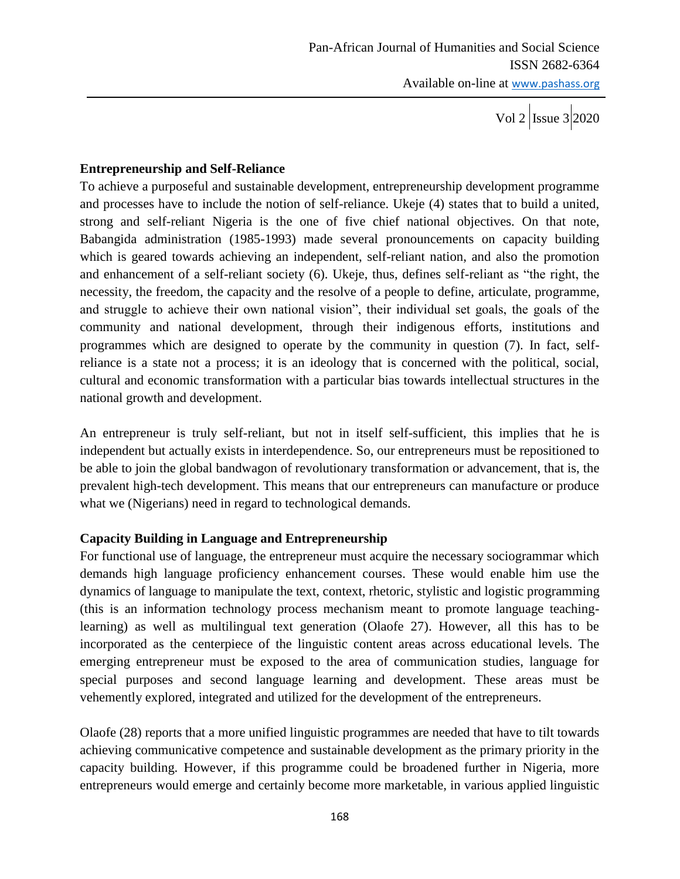**Entrepreneurship and Self-Reliance**

To achieve a purposeful and sustainable development, entrepreneurship development programme and processes have to include the notion of self-reliance. Ukeje (4) states that to build a united, strong and self-reliant Nigeria is the one of five chief national objectives. On that note, Babangida administration (1985-1993) made several pronouncements on capacity building which is geared towards achieving an independent, self-reliant nation, and also the promotion and enhancement of a self-reliant society (6). Ukeje, thus, defines self-reliant as "the right, the necessity, the freedom, the capacity and the resolve of a people to define, articulate, programme, and struggle to achieve their own national vision", their individual set goals, the goals of the community and national development, through their indigenous efforts, institutions and programmes which are designed to operate by the community in question (7). In fact, self-reliance is a state not a process; it is an ideology that is concerned with the political, social, cultural and economic transformation with a particular bias towards intellectual structures in the national growth and development.

An entrepreneur is truly self-reliant, but not in itself self-sufficient, this implies that he is independent but actually exists in interdependence. So, our entrepreneurs must be repositioned to be able to join the global bandwagon of revolutionary transformation or advancement, that is, the prevalent high-tech development. This means that our entrepreneurs can manufacture or produce what we (Nigerians) need in regard to technological demands.

**Capacity Building in Language and Entrepreneurship**

For functional use of language, the entrepreneur must acquire the necessary sociogrammar which demands high language proficiency enhancement courses. These would enable him use the dynamics of language to manipulate the text, context, rhetoric, stylistic and logistic programming (this is an information technology process mechanism meant to promote language teaching-learning) as well as multilingual text generation (Olaofe 27). However, all this has to be incorporated as the centerpiece of the linguistic content areas across educational levels. The emerging entrepreneur must be exposed to the area of communication studies, language for special purposes and second language learning and development. These areas must be vehemently explored, integrated and utilized for the development of the entrepreneurs.

Olaofe (28) reports that a more unified linguistic programmes are needed that have to tilt towards achieving communicative competence and sustainable development as the primary priority in the capacity building. However, if this programme could be broadened further in Nigeria, more entrepreneurs would emerge and certainly become more marketable, in various applied linguistic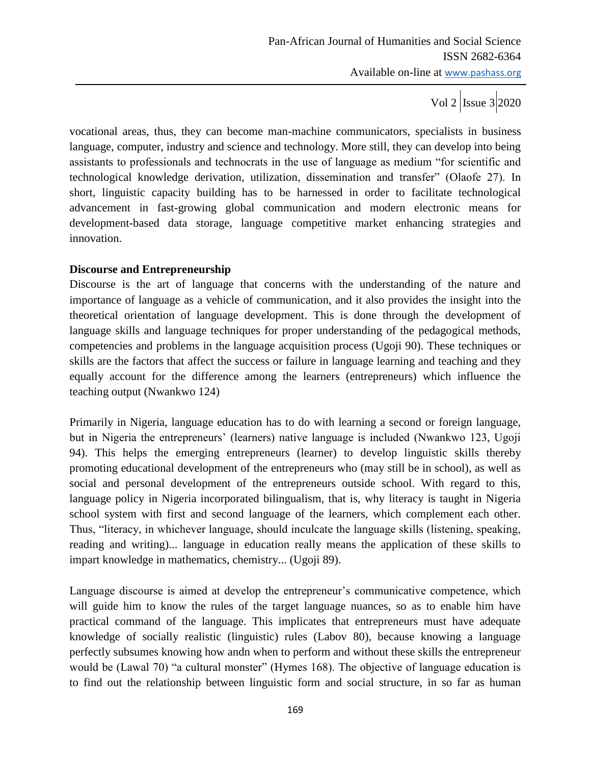vocational areas, thus, they can become man-machine communicators, specialists in business language, computer, industry and science and technology. More still, they can develop into being assistants to professionals and technocrats in the use of language as medium "for scientific and technological knowledge derivation, utilization, dissemination and transfer" (Olaofe 27). In short, linguistic capacity building has to be harnessed in order to facilitate technological advancement in fast-growing global communication and modern electronic means for development-based data storage, language competitive market enhancing strategies and innovation.

**Discourse and Entrepreneurship**

Discourse is the art of language that concerns with the understanding of the nature and importance of language as a vehicle of communication, and it also provides the insight into the theoretical orientation of language development. This is done through the development of language skills and language techniques for proper understanding of the pedagogical methods, competencies and problems in the language acquisition process (Ugoji 90). These techniques or skills are the factors that affect the success or failure in language learning and teaching and they equally account for the difference among the learners (entrepreneurs) which influence the teaching output (Nwankwo 124)

Primarily in Nigeria, language education has to do with learning a second or foreign language, but in Nigeria the entrepreneurs' (learners) native language is included (Nwankwo 123, Ugoji 94). This helps the emerging entrepreneurs (learner) to develop linguistic skills thereby promoting educational development of the entrepreneurs who (may still be in school), as well as social and personal development of the entrepreneurs outside school. With regard to this, language policy in Nigeria incorporated bilingualism, that is, why literacy is taught in Nigeria school system with first and second language of the learners, which complement each other. Thus, "literacy, in whichever language, should inculcate the language skills (listening, speaking, reading and writing)... language in education really means the application of these skills to impart knowledge in mathematics, chemistry... (Ugoji 89).

Language discourse is aimed at develop the entrepreneur's communicative competence, which will guide him to know the rules of the target language nuances, so as to enable him have practical command of the language. This implicates that entrepreneurs must have adequate knowledge of socially realistic (linguistic) rules (Labov 80), because knowing a language perfectly subsumes knowing how andn when to perform and without these skills the entrepreneur would be (Lawal 70) "a cultural monster" (Hymes 168). The objective of language education is to find out the relationship between linguistic form and social structure, in so far as human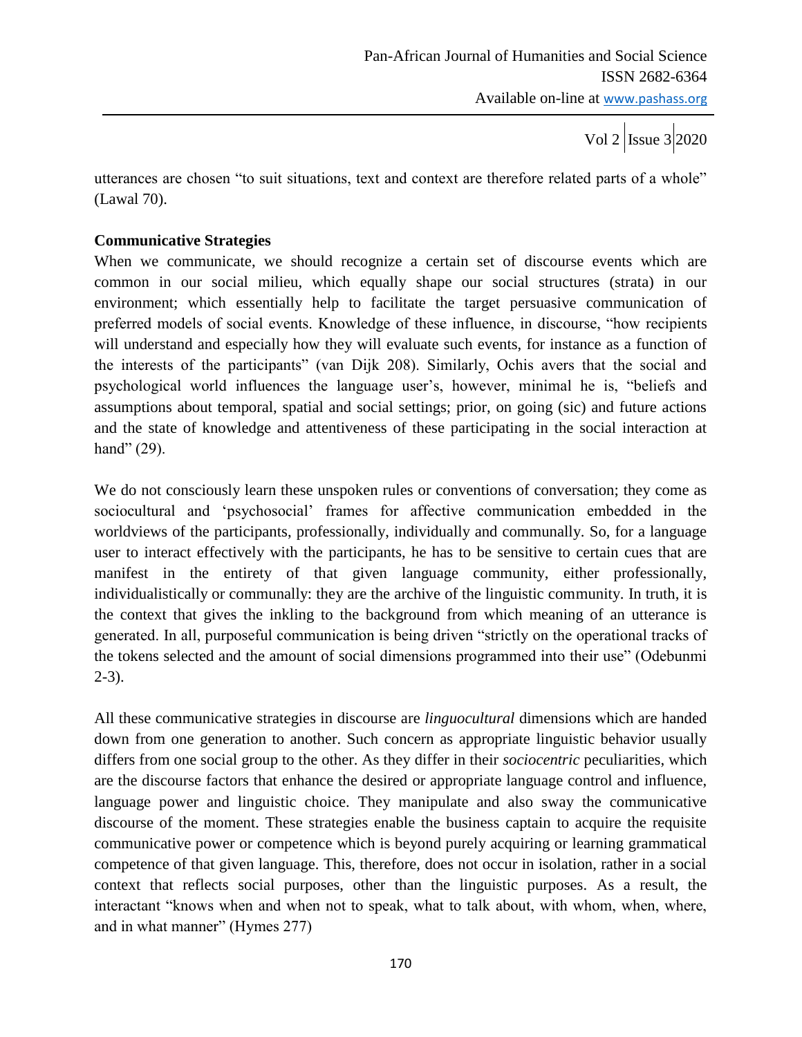utterances are chosen "to suit situations, text and context are therefore related parts of a whole" (Lawal 70).

**Communicative Strategies**

When we communicate, we should recognize a certain set of discourse events which are common in our social milieu, which equally shape our social structures (strata) in our environment; which essentially help to facilitate the target persuasive communication of preferred models of social events. Knowledge of these influence, in discourse, "how recipients will understand and especially how they will evaluate such events, for instance as a function of the interests of the participants" (van Dijk 208). Similarly, Ochis avers that the social and psychological world influences the language user's, however, minimal he is, "beliefs and assumptions about temporal, spatial and social settings; prior, on going (sic) and future actions and the state of knowledge and attentiveness of these participating in the social interaction at hand" (29).

We do not consciously learn these unspoken rules or conventions of conversation; they come as sociocultural and 'psychosocial' frames for affective communication embedded in the worldviews of the participants, professionally, individually and communally. So, for a language user to interact effectively with the participants, he has to be sensitive to certain cues that are manifest in the entirety of that given language community, either professionally, individualistically or communally: they are the archive of the linguistic community. In truth, it is the context that gives the inkling to the background from which meaning of an utterance is generated. In all, purposeful communication is being driven "strictly on the operational tracks of the tokens selected and the amount of social dimensions programmed into their use" (Odebunmi 2-3).

All these communicative strategies in discourse are *linguocultural* dimensions which are handed down from one generation to another. Such concern as appropriate linguistic behavior usually differs from one social group to the other. As they differ in their *sociocentric* peculiarities, which are the discourse factors that enhance the desired or appropriate language control and influence, language power and linguistic choice. They manipulate and also sway the communicative discourse of the moment. These strategies enable the business captain to acquire the requisite communicative power or competence which is beyond purely acquiring or learning grammatical competence of that given language. This, therefore, does not occur in isolation, rather in a social context that reflects social purposes, other than the linguistic purposes. As a result, the interactant "knows when and when not to speak, what to talk about, with whom, when, where, and in what manner" (Hymes 277)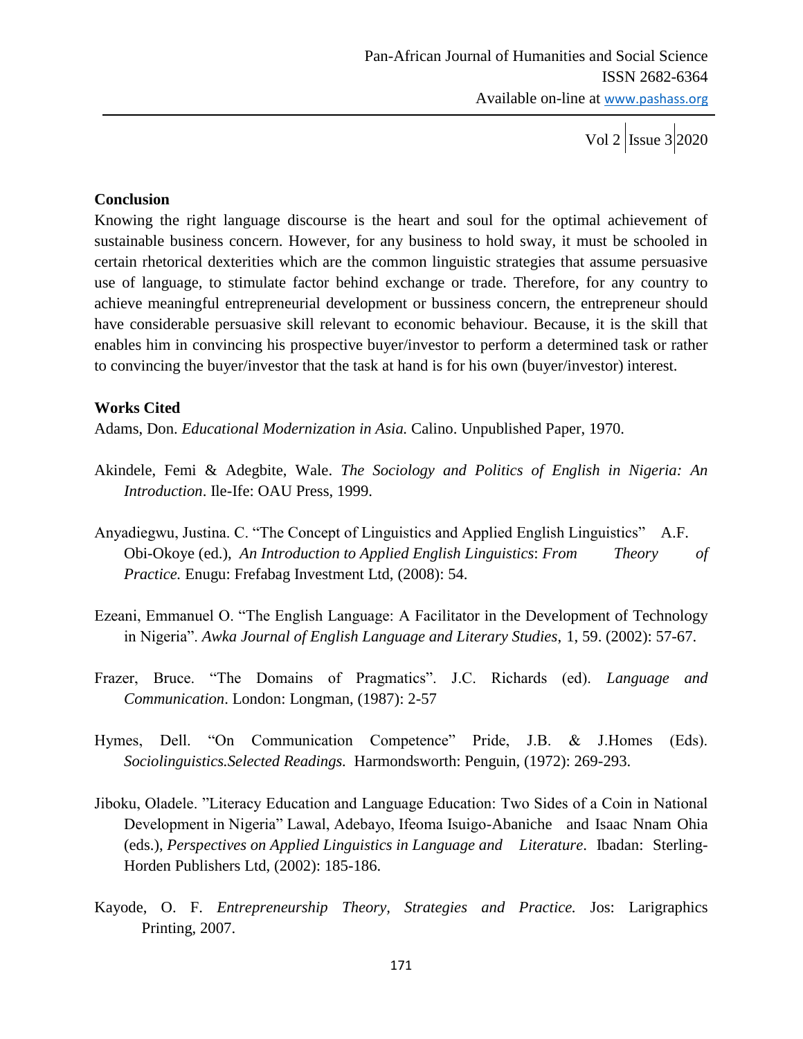## Conclusion

Knowing the right language discourse is the heart and soul for the optimal achievement of sustainable business concern. However, for any business to hold sway, it must be schooled in certain rhetorical dexterities which are the common linguistic strategies that assume persuasive use of language, to stimulate factor behind exchange or trade. Therefore, for any country to achieve meaningful entrepreneurial development or bussiness concern, the entrepreneur should have considerable persuasive skill relevant to economic behaviour. Because, it is the skill that enables him in convincing his prospective buyer/investor to perform a determined task or rather to convincing the buyer/investor that the task at hand is for his own (buyer/investor) interest.

## Works Cited

Adams, Don. *Educational Modernization in Asia.* Calino. Unpublished Paper, 1970.

Akindele, Femi & Adegbite, Wale. *The Sociology and Politics of English in Nigeria: An Introduction*. Ile-Ife: OAU Press, 1999.

Anyadiegwu, Justina. C. "The Concept of Linguistics and Applied English Linguistics" A.F. Obi-Okoye (ed.), *An Introduction to Applied English Linguistics*: *From Theory of Practice.* Enugu: Frefabag Investment Ltd, (2008): 54.

Ezeani, Emmanuel O. "The English Language: A Facilitator in the Development of Technology in Nigeria". *Awka Journal of English Language and Literary Studies*, 1, 59. (2002): 57-67.

Frazer, Bruce. "The Domains of Pragmatics". J.C. Richards (ed). *Language and Communication*. London: Longman, (1987): 2-57

Hymes, Dell. "On Communication Competence" Pride, J.B. & J.Homes (Eds). *Sociolinguistics.Selected Readings.* Harmondsworth: Penguin, (1972): 269-293.

Jiboku, Oladele. "Literacy Education and Language Education: Two Sides of a Coin in National Development in Nigeria" Lawal, Adebayo, Ifeoma Isuigo-Abaniche and Isaac Nnam Ohia (eds.), *Perspectives on Applied Linguistics in Language and Literature*. Ibadan: Sterling-Horden Publishers Ltd, (2002): 185-186.

Kayode, O. F. *Entrepreneurship Theory, Strategies and Practice.* Jos: Larigraphics Printing, 2007.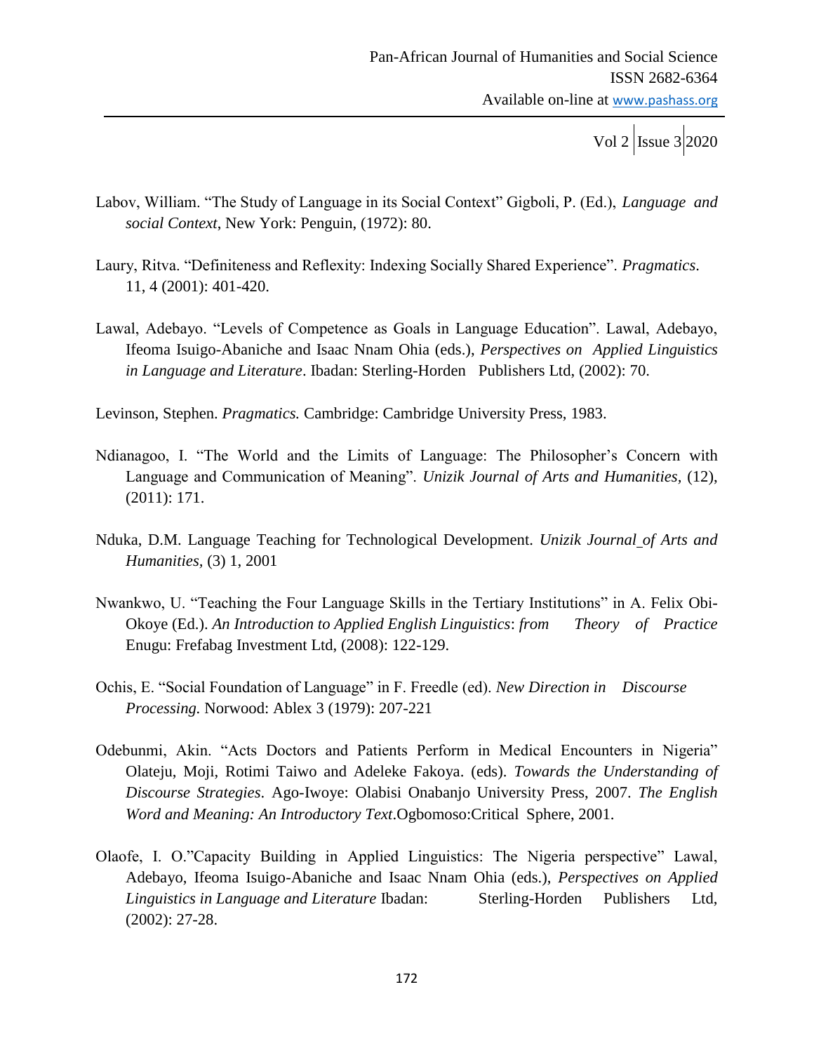Labov, William. "The Study of Language in its Social Context" Gigboli, P. (Ed.), *Language and social Context*, New York: Penguin, (1972): 80.

Laury, Ritva. "Definiteness and Reflexity: Indexing Socially Shared Experience". *Pragmatics*. 11, 4 (2001): 401-420.

Lawal, Adebayo. "Levels of Competence as Goals in Language Education". Lawal, Adebayo, Ifeoma Isuigo-Abaniche and Isaac Nnam Ohia (eds.), *Perspectives on Applied Linguistics in Language and Literature*. Ibadan: Sterling-Horden Publishers Ltd, (2002): 70.

Levinson, Stephen. *Pragmatics.* Cambridge: Cambridge University Press, 1983.

Ndianagoo, I. "The World and the Limits of Language: The Philosopher's Concern with Language and Communication of Meaning". *Unizik Journal of Arts and Humanities*, (12), (2011): 171.

Nduka, D.M. Language Teaching for Technological Development. *Unizik Journal of Arts and Humanities*, (3) 1, 2001

Nwankwo, U. "Teaching the Four Language Skills in the Tertiary Institutions" in A. Felix Obi-Okoye (Ed.). *An Introduction to Applied English Linguistics*: *from Theory of Practice* Enugu: Frefabag Investment Ltd, (2008): 122-129.

Ochis, E. "Social Foundation of Language" in F. Freedle (ed). *New Direction in Discourse Processing.* Norwood: Ablex 3 (1979): 207-221

Odebunmi, Akin. "Acts Doctors and Patients Perform in Medical Encounters in Nigeria" Olateju, Moji, Rotimi Taiwo and Adeleke Fakoya. (eds). *Towards the Understanding of Discourse Strategies*. Ago-Iwoye: Olabisi Onabanjo University Press, 2007. *The English Word and Meaning: An Introductory Text*.Ogbomoso:Critical Sphere, 2001.

Olaofe, I. O."Capacity Building in Applied Linguistics: The Nigeria perspective" Lawal, Adebayo, Ifeoma Isuigo-Abaniche and Isaac Nnam Ohia (eds.), *Perspectives on Applied Linguistics in Language and Literature* Ibadan: Sterling-Horden Publishers Ltd, (2002): 27-28.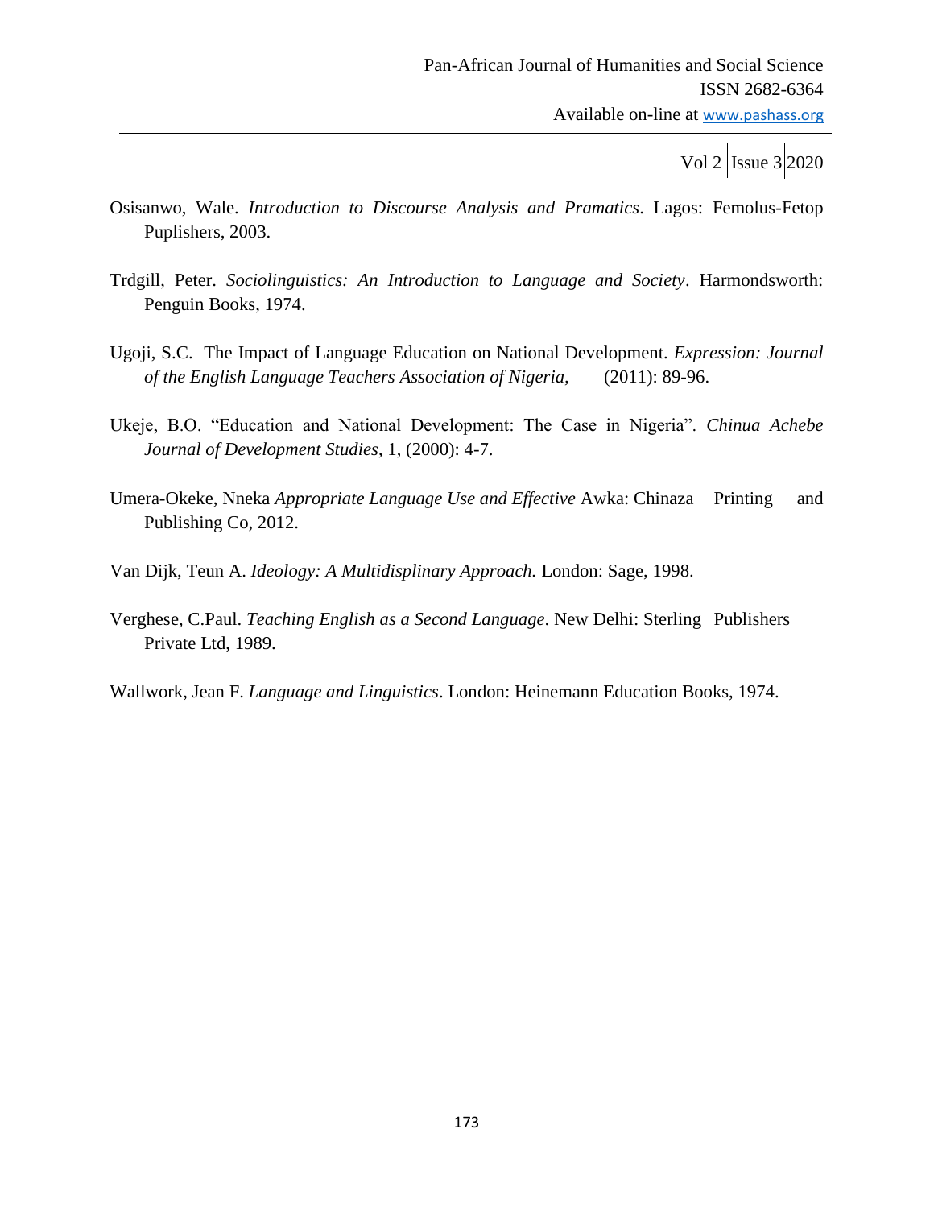Osisanwo, Wale. *Introduction to Discourse Analysis and Pramatics*. Lagos: Femolus-Fetop Puplishers, 2003.

Trdgill, Peter. *Sociolinguistics: An Introduction to Language and Society*. Harmondsworth: Penguin Books, 1974.

Ugoji, S.C. The Impact of Language Education on National Development. *Expression: Journal of the English Language Teachers Association of Nigeria,* (2011): 89-96.

Ukeje, B.O. “Education and National Development: The Case in Nigeria”. *Chinua Achebe Journal of Development Studies*, 1, (2000): 4-7.

Umera-Okeke, Nneka *Appropriate Language Use and Effective* Awka: Chinaza Printing and Publishing Co, 2012.

Van Dijk, Teun A. *Ideology: A Multidisplinary Approach.* London: Sage, 1998.

Verghese, C.Paul. *Teaching English as a Second Language*. New Delhi: Sterling Publishers Private Ltd, 1989.

Wallwork, Jean F. *Language and Linguistics*. London: Heinemann Education Books, 1974.